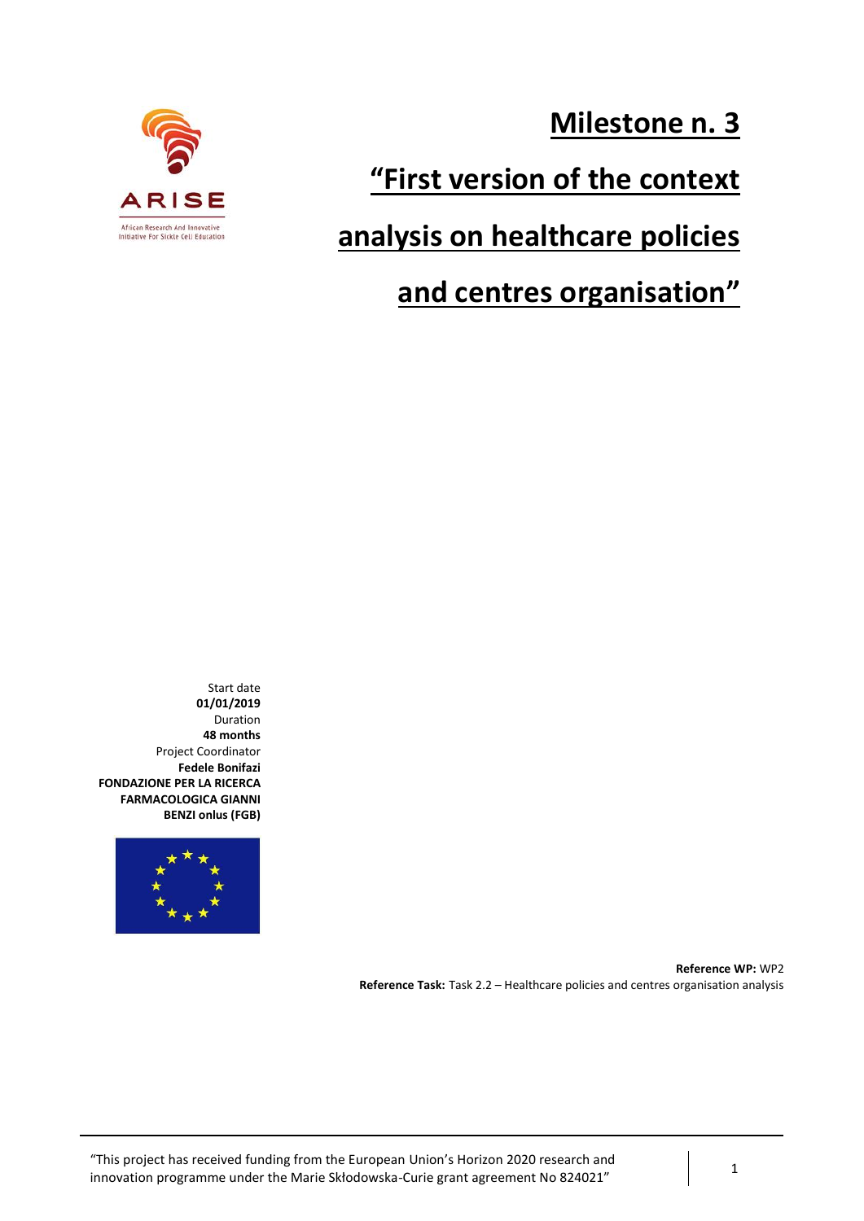# Milestone n. 3

# "First version of the context analysis on healthcare policies and centres organisation"

ARISE

African Research And Innovative Initiative For Sickle Cell Education

Start date
**01/01/2019**
Duration
**48 months**
Project Coordinator
**Fedele Bonifazi**
**FONDAZIONE PER LA RICERCA FARMACOLOGICA GIANNI BENZI onlus (FGB)**

**Reference WP:** WP2
**Reference Task:** Task 2.2 – Healthcare policies and centres organisation analysis

"This project has received funding from the European Union's Horizon 2020 research and innovation programme under the Marie Skłodowska-Curie grant agreement No 824021"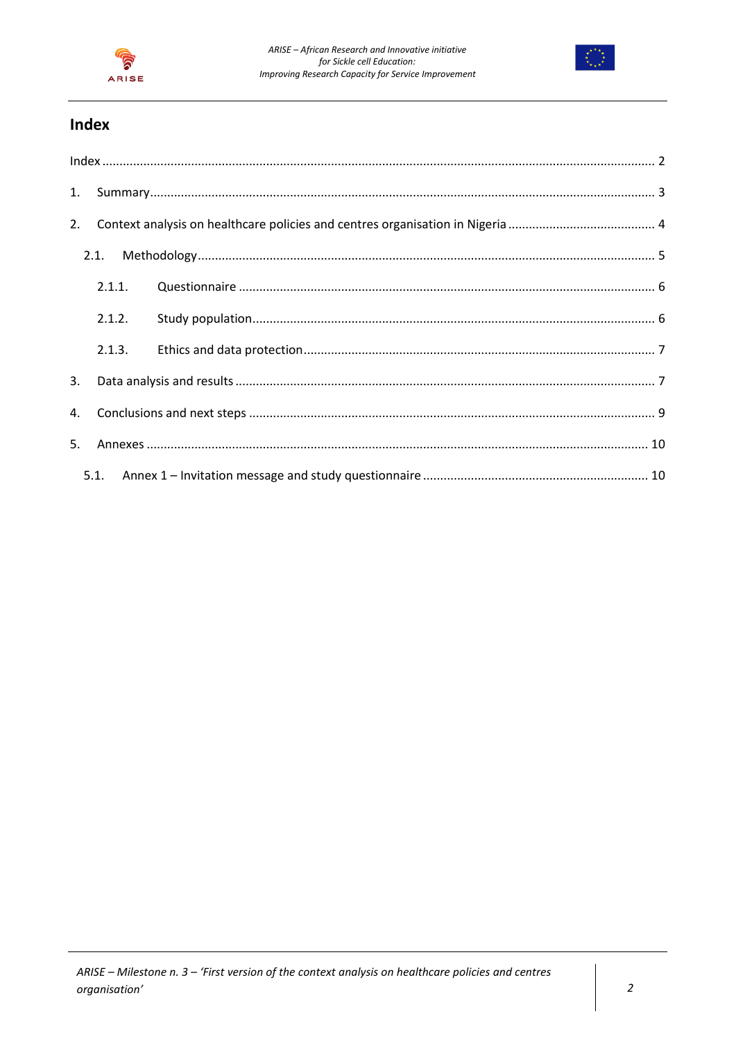## Index

Index ............................................................ 2

1. Summary ............................................................ 3
2. Context analysis on healthcare policies and centres organisation in Nigeria ............................................................ 4
   - 2.1. Methodology ............................................................ 5
     - 2.1.1. Questionnaire ............................................................ 6
     - 2.1.2. Study population ............................................................ 6
     - 2.1.3. Ethics and data protection ............................................................ 7
3. Data analysis and results ............................................................ 7
4. Conclusions and next steps ............................................................ 9
5. Annexes ............................................................ 10
   - 5.1. Annex 1 – Invitation message and study questionnaire ............................................................ 10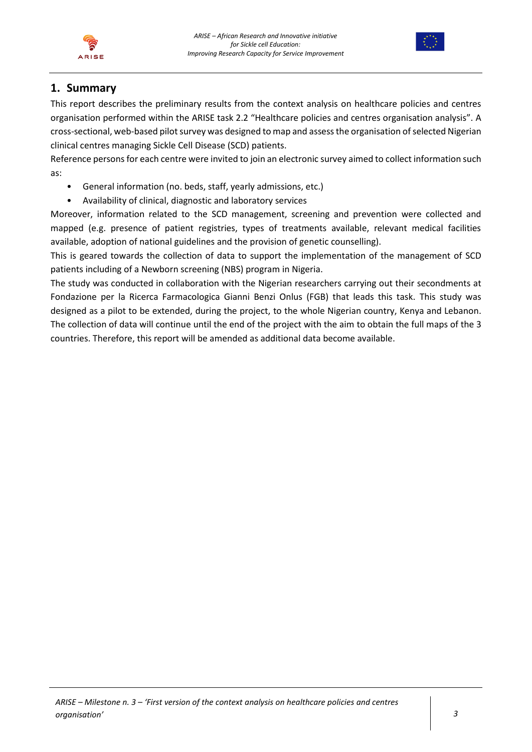# 1. Summary

This report describes the preliminary results from the context analysis on healthcare policies and centres organisation performed within the ARISE task 2.2 "Healthcare policies and centres organisation analysis". A cross-sectional, web-based pilot survey was designed to map and assess the organisation of selected Nigerian clinical centres managing Sickle Cell Disease (SCD) patients.

Reference persons for each centre were invited to join an electronic survey aimed to collect information such as:

- General information (no. beds, staff, yearly admissions, etc.)
- Availability of clinical, diagnostic and laboratory services

Moreover, information related to the SCD management, screening and prevention were collected and mapped (e.g. presence of patient registries, types of treatments available, relevant medical facilities available, adoption of national guidelines and the provision of genetic counselling).

This is geared towards the collection of data to support the implementation of the management of SCD patients including of a Newborn screening (NBS) program in Nigeria.

The study was conducted in collaboration with the Nigerian researchers carrying out their secondments at Fondazione per la Ricerca Farmacologica Gianni Benzi Onlus (FGB) that leads this task. This study was designed as a pilot to be extended, during the project, to the whole Nigerian country, Kenya and Lebanon. The collection of data will continue until the end of the project with the aim to obtain the full maps of the 3 countries. Therefore, this report will be amended as additional data become available.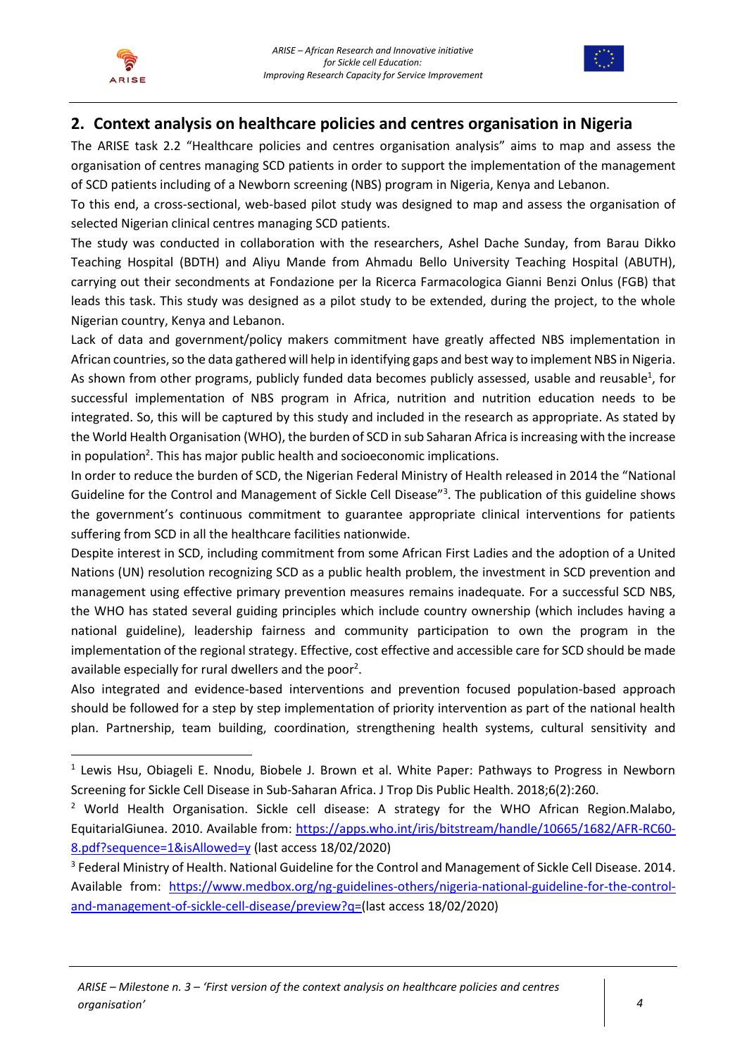## 2. Context analysis on healthcare policies and centres organisation in Nigeria

The ARISE task 2.2 "Healthcare policies and centres organisation analysis" aims to map and assess the organisation of centres managing SCD patients in order to support the implementation of the management of SCD patients including of a Newborn screening (NBS) program in Nigeria, Kenya and Lebanon.

To this end, a cross-sectional, web-based pilot study was designed to map and assess the organisation of selected Nigerian clinical centres managing SCD patients.

The study was conducted in collaboration with the researchers, Ashel Dache Sunday, from Barau Dikko Teaching Hospital (BDTH) and Aliyu Mande from Ahmadu Bello University Teaching Hospital (ABUTH), carrying out their secondments at Fondazione per la Ricerca Farmacologica Gianni Benzi Onlus (FGB) that leads this task. This study was designed as a pilot study to be extended, during the project, to the whole Nigerian country, Kenya and Lebanon.

Lack of data and government/policy makers commitment have greatly affected NBS implementation in African countries, so the data gathered will help in identifying gaps and best way to implement NBS in Nigeria. As shown from other programs, publicly funded data becomes publicly assessed, usable and reusable[1], for successful implementation of NBS program in Africa, nutrition and nutrition education needs to be integrated. So, this will be captured by this study and included in the research as appropriate. As stated by the World Health Organisation (WHO), the burden of SCD in sub Saharan Africa is increasing with the increase in population[2]. This has major public health and socioeconomic implications.

In order to reduce the burden of SCD, the Nigerian Federal Ministry of Health released in 2014 the "National Guideline for the Control and Management of Sickle Cell Disease"[3]. The publication of this guideline shows the government's continuous commitment to guarantee appropriate clinical interventions for patients suffering from SCD in all the healthcare facilities nationwide.

Despite interest in SCD, including commitment from some African First Ladies and the adoption of a United Nations (UN) resolution recognizing SCD as a public health problem, the investment in SCD prevention and management using effective primary prevention measures remains inadequate. For a successful SCD NBS, the WHO has stated several guiding principles which include country ownership (which includes having a national guideline), leadership fairness and community participation to own the program in the implementation of the regional strategy. Effective, cost effective and accessible care for SCD should be made available especially for rural dwellers and the poor[2].

Also integrated and evidence-based interventions and prevention focused population-based approach should be followed for a step by step implementation of priority intervention as part of the national health plan. Partnership, team building, coordination, strengthening health systems, cultural sensitivity and

---

[1] Lewis Hsu, Obiageli E. Nnodu, Biobele J. Brown et al. White Paper: Pathways to Progress in Newborn Screening for Sickle Cell Disease in Sub-Saharan Africa. J Trop Dis Public Health. 2018;6(2):260.

[2] World Health Organisation. Sickle cell disease: A strategy for the WHO African Region.Malabo, EquitarialGiunea. 2010. Available from: https://apps.who.int/iris/bitstream/handle/10665/1682/AFR-RC60-8.pdf?sequence=1&isAllowed=y (last access 18/02/2020)

[3] Federal Ministry of Health. National Guideline for the Control and Management of Sickle Cell Disease. 2014. Available from: https://www.medbox.org/ng-guidelines-others/nigeria-national-guideline-for-the-control-and-management-of-sickle-cell-disease/preview?q=(last access 18/02/2020)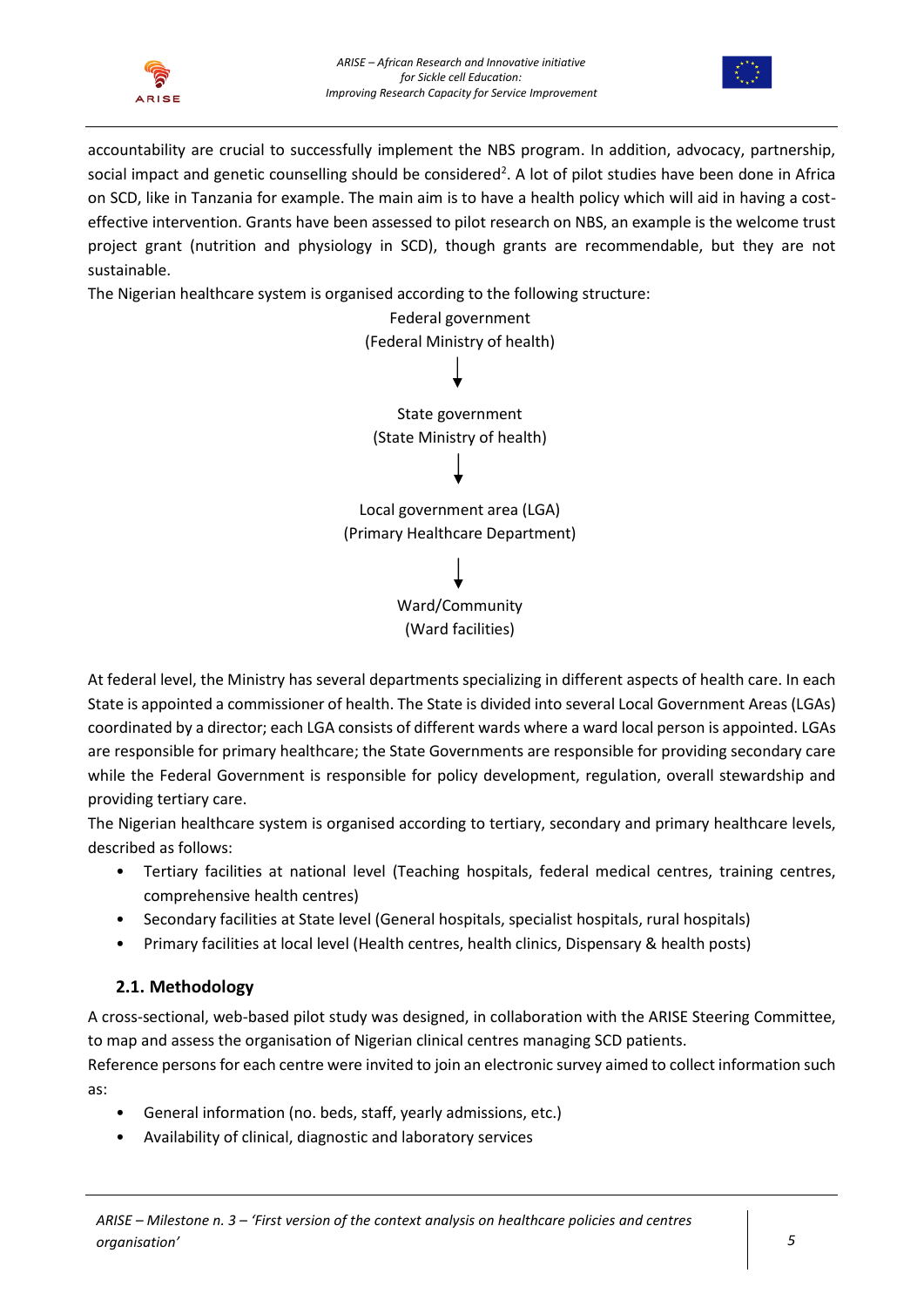accountability are crucial to successfully implement the NBS program. In addition, advocacy, partnership, social impact and genetic counselling should be considered[2]. A lot of pilot studies have been done in Africa on SCD, like in Tanzania for example. The main aim is to have a health policy which will aid in having a cost-effective intervention. Grants have been assessed to pilot research on NBS, an example is the welcome trust project grant (nutrition and physiology in SCD), though grants are recommendable, but they are not sustainable.

The Nigerian healthcare system is organised according to the following structure:

Federal government
(Federal Ministry of health)

↓

State government
(State Ministry of health)

↓

Local government area (LGA)
(Primary Healthcare Department)

↓

Ward/Community
(Ward facilities)

At federal level, the Ministry has several departments specializing in different aspects of health care. In each State is appointed a commissioner of health. The State is divided into several Local Government Areas (LGAs) coordinated by a director; each LGA consists of different wards where a ward local person is appointed. LGAs are responsible for primary healthcare; the State Governments are responsible for providing secondary care while the Federal Government is responsible for policy development, regulation, overall stewardship and providing tertiary care.

The Nigerian healthcare system is organised according to tertiary, secondary and primary healthcare levels, described as follows:

- Tertiary facilities at national level (Teaching hospitals, federal medical centres, training centres, comprehensive health centres)
- Secondary facilities at State level (General hospitals, specialist hospitals, rural hospitals)
- Primary facilities at local level (Health centres, health clinics, Dispensary & health posts)

## 2.1. Methodology

A cross-sectional, web-based pilot study was designed, in collaboration with the ARISE Steering Committee, to map and assess the organisation of Nigerian clinical centres managing SCD patients.

Reference persons for each centre were invited to join an electronic survey aimed to collect information such as:

- General information (no. beds, staff, yearly admissions, etc.)
- Availability of clinical, diagnostic and laboratory services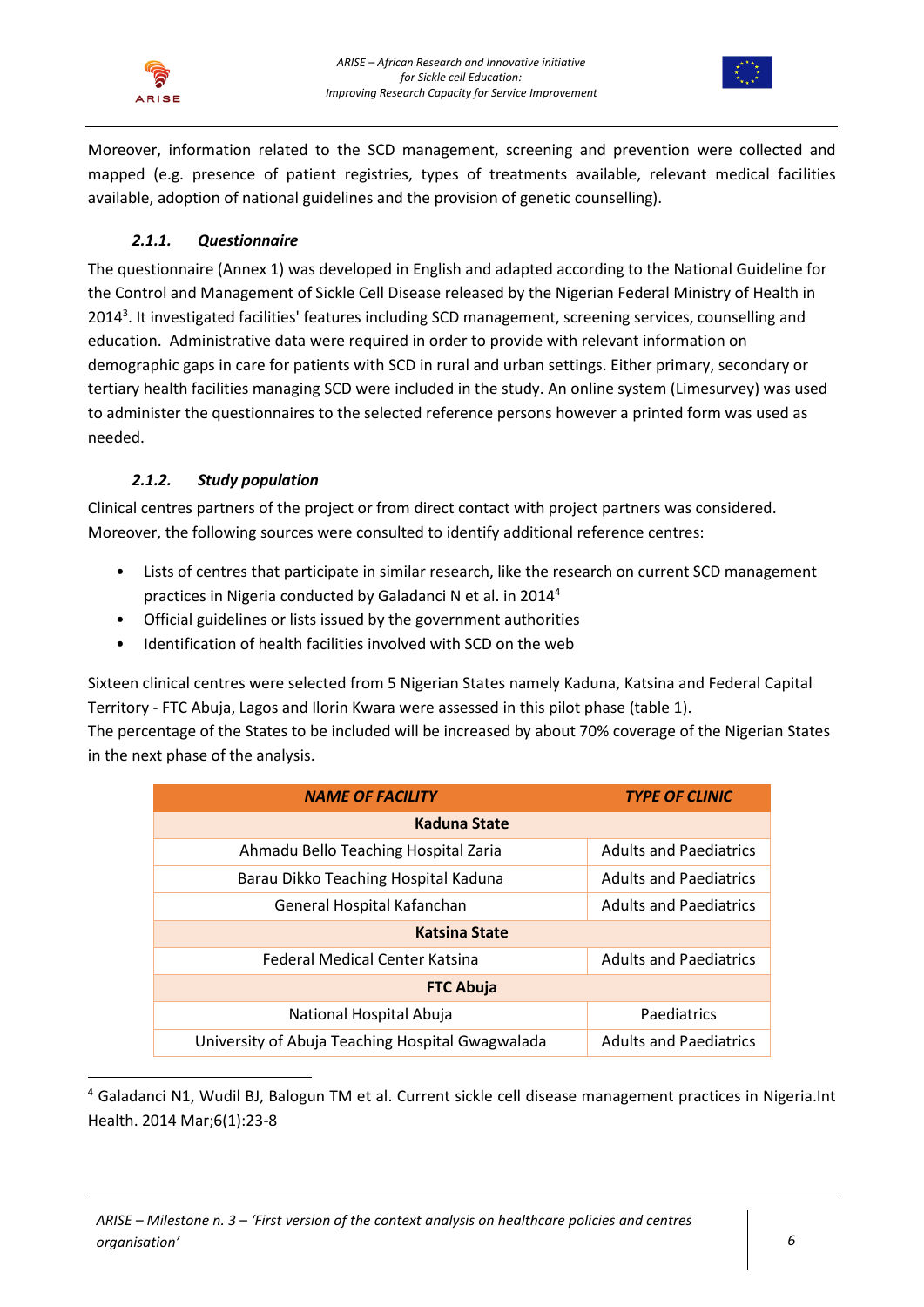Moreover, information related to the SCD management, screening and prevention were collected and mapped (e.g. presence of patient registries, types of treatments available, relevant medical facilities available, adoption of national guidelines and the provision of genetic counselling).

### *2.1.1. Questionnaire*

The questionnaire (Annex 1) was developed in English and adapted according to the National Guideline for the Control and Management of Sickle Cell Disease released by the Nigerian Federal Ministry of Health in 2014[3]. It investigated facilities' features including SCD management, screening services, counselling and education. Administrative data were required in order to provide with relevant information on demographic gaps in care for patients with SCD in rural and urban settings. Either primary, secondary or tertiary health facilities managing SCD were included in the study. An online system (Limesurvey) was used to administer the questionnaires to the selected reference persons however a printed form was used as needed.

### *2.1.2. Study population*

Clinical centres partners of the project or from direct contact with project partners was considered. Moreover, the following sources were consulted to identify additional reference centres:

- Lists of centres that participate in similar research, like the research on current SCD management practices in Nigeria conducted by Galadanci N et al. in 2014[4]
- Official guidelines or lists issued by the government authorities
- Identification of health facilities involved with SCD on the web

Sixteen clinical centres were selected from 5 Nigerian States namely Kaduna, Katsina and Federal Capital Territory - FTC Abuja, Lagos and Ilorin Kwara were assessed in this pilot phase (table 1).
The percentage of the States to be included will be increased by about 70% coverage of the Nigerian States in the next phase of the analysis.

| *NAME OF FACILITY* | *TYPE OF CLINIC* |
|---|---|
| **Kaduna State** | |
| Ahmadu Bello Teaching Hospital Zaria | Adults and Paediatrics |
| Barau Dikko Teaching Hospital Kaduna | Adults and Paediatrics |
| General Hospital Kafanchan | Adults and Paediatrics |
| **Katsina State** | |
| Federal Medical Center Katsina | Adults and Paediatrics |
| **FTC Abuja** | |
| National Hospital Abuja | Paediatrics |
| University of Abuja Teaching Hospital Gwagwalada | Adults and Paediatrics |

[4] Galadanci N1, Wudil BJ, Balogun TM et al. Current sickle cell disease management practices in Nigeria.Int Health. 2014 Mar;6(1):23-8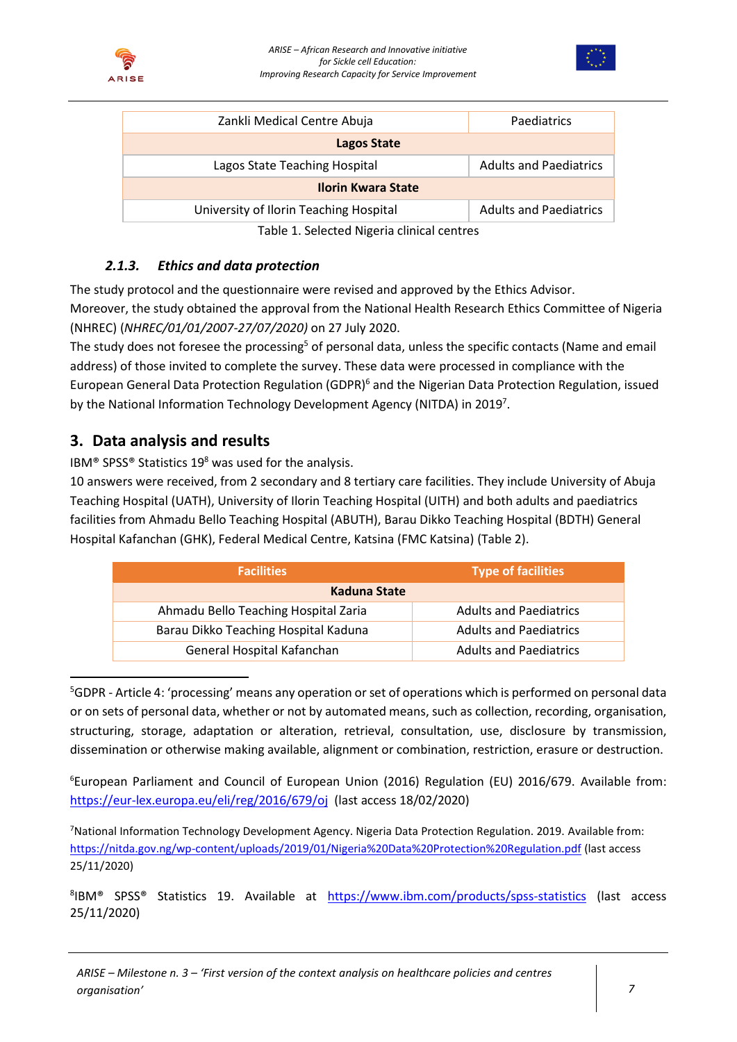| Zankli Medical Centre Abuja | Paediatrics |
|---|---|
| **Lagos State** | |
| Lagos State Teaching Hospital | Adults and Paediatrics |
| **Ilorin Kwara State** | |
| University of Ilorin Teaching Hospital | Adults and Paediatrics |

Table 1. Selected Nigeria clinical centres

### *2.1.3. Ethics and data protection*

The study protocol and the questionnaire were revised and approved by the Ethics Advisor.
Moreover, the study obtained the approval from the National Health Research Ethics Committee of Nigeria (NHREC) (*NHREC/01/01/2007-27/07/2020)* on 27 July 2020.
The study does not foresee the processing[5] of personal data, unless the specific contacts (Name and email address) of those invited to complete the survey. These data were processed in compliance with the European General Data Protection Regulation (GDPR)[6] and the Nigerian Data Protection Regulation, issued by the National Information Technology Development Agency (NITDA) in 2019[7].

## 3. Data analysis and results

IBM® SPSS® Statistics 19[8] was used for the analysis.
10 answers were received, from 2 secondary and 8 tertiary care facilities. They include University of Abuja Teaching Hospital (UATH), University of Ilorin Teaching Hospital (UITH) and both adults and paediatrics facilities from Ahmadu Bello Teaching Hospital (ABUTH), Barau Dikko Teaching Hospital (BDTH) General Hospital Kafanchan (GHK), Federal Medical Centre, Katsina (FMC Katsina) (Table 2).

| Facilities | Type of facilities |
|---|---|
| **Kaduna State** | |
| Ahmadu Bello Teaching Hospital Zaria | Adults and Paediatrics |
| Barau Dikko Teaching Hospital Kaduna | Adults and Paediatrics |
| General Hospital Kafanchan | Adults and Paediatrics |

[5]GDPR - Article 4: 'processing' means any operation or set of operations which is performed on personal data or on sets of personal data, whether or not by automated means, such as collection, recording, organisation, structuring, storage, adaptation or alteration, retrieval, consultation, use, disclosure by transmission, dissemination or otherwise making available, alignment or combination, restriction, erasure or destruction.

[6]European Parliament and Council of European Union (2016) Regulation (EU) 2016/679. Available from: https://eur-lex.europa.eu/eli/reg/2016/679/oj (last access 18/02/2020)

[7]National Information Technology Development Agency. Nigeria Data Protection Regulation. 2019. Available from: https://nitda.gov.ng/wp-content/uploads/2019/01/Nigeria%20Data%20Protection%20Regulation.pdf (last access 25/11/2020)

[8]IBM® SPSS® Statistics 19. Available at https://www.ibm.com/products/spss-statistics (last access 25/11/2020)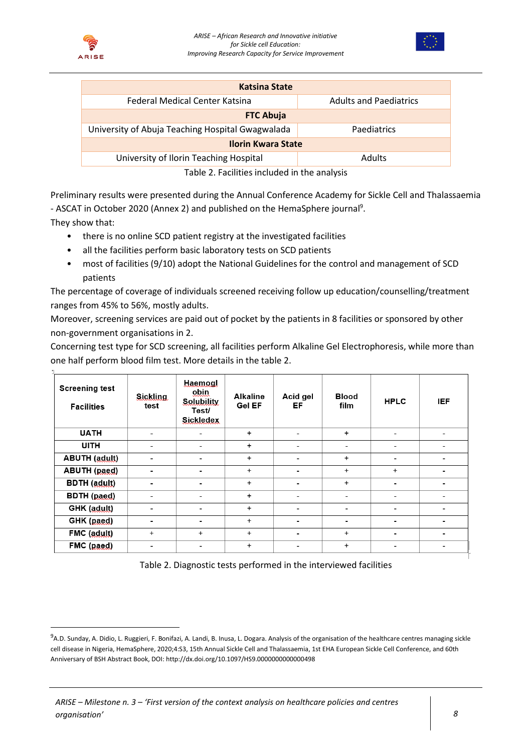| Katsina State | |
|---|---|
| Federal Medical Center Katsina | Adults and Paediatrics |
| **FTC Abuja** | |
| University of Abuja Teaching Hospital Gwagwalada | Paediatrics |
| **Ilorin Kwara State** | |
| University of Ilorin Teaching Hospital | Adults |

Table 2. Facilities included in the analysis

Preliminary results were presented during the Annual Conference Academy for Sickle Cell and Thalassaemia - ASCAT in October 2020 (Annex 2) and published on the HemaSphere journal[9].

They show that:

- there is no online SCD patient registry at the investigated facilities
- all the facilities perform basic laboratory tests on SCD patients
- most of facilities (9/10) adopt the National Guidelines for the control and management of SCD patients

The percentage of coverage of individuals screened receiving follow up education/counselling/treatment ranges from 45% to 56%, mostly adults.

Moreover, screening services are paid out of pocket by the patients in 8 facilities or sponsored by other non-government organisations in 2.

Concerning test type for SCD screening, all facilities perform Alkaline Gel Electrophoresis, while more than one half perform blood film test. More details in the table 2.

| Screening test / Facilities | Sickling test | Haemoglobin Solubility Test/ Sickledex | Alkaline Gel EF | Acid gel EF | Blood film | HPLC | IEF |
|---|---|---|---|---|---|---|---|
| **UATH** | - | - | + | - | + | - | - |
| **UITH** | - | - | + | - | - | - | - |
| **ABUTH (adult)** | - | - | + | - | + | - | - |
| **ABUTH (paed)** | - | - | + | - | + | + | - |
| **BDTH (adult)** | - | - | + | - | + | - | - |
| **BDTH (paed)** | - | - | + | - | - | - | - |
| **GHK (adult)** | - | - | + | - | - | - | - |
| **GHK (paed)** | - | - | + | - | - | - | - |
| **FMC (adult)** | + | + | + | - | + | - | - |
| **FMC (paed)** | - | - | + | - | + | - | - |

Table 2. Diagnostic tests performed in the interviewed facilities

---

[9] A.D. Sunday, A. Didio, L. Ruggieri, F. Bonifazi, A. Landi, B. Inusa, L. Dogara. Analysis of the organisation of the healthcare centres managing sickle cell disease in Nigeria, HemaSphere, 2020;4:S3, 15th Annual Sickle Cell and Thalassaemia, 1st EHA European Sickle Cell Conference, and 60th Anniversary of BSH Abstract Book, DOI: http://dx.doi.org/10.1097/HS9.0000000000000498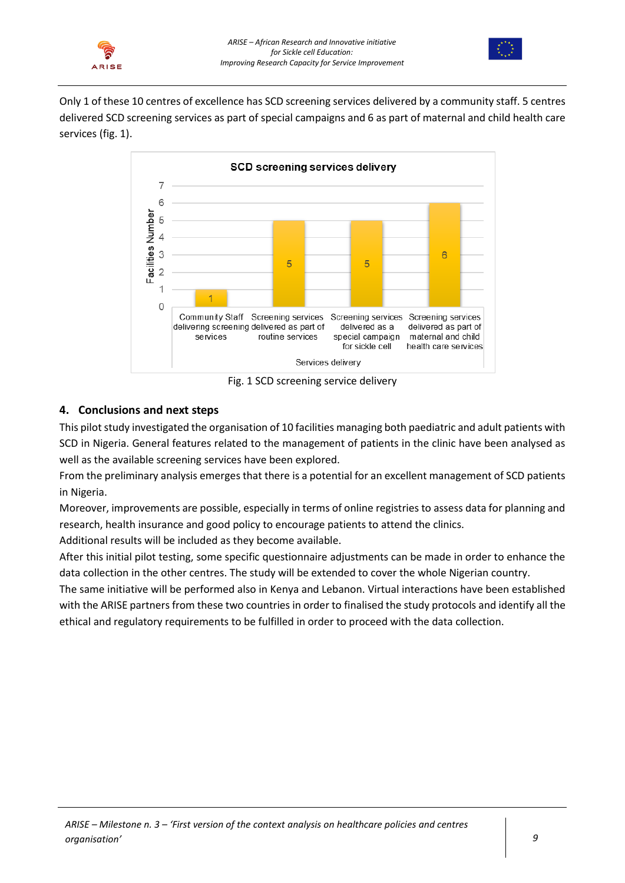Only 1 of these 10 centres of excellence has SCD screening services delivered by a community staff. 5 centres delivered SCD screening services as part of special campaigns and 6 as part of maternal and child health care services (fig. 1).

Fig. 1 SCD screening service delivery

## 4. Conclusions and next steps

This pilot study investigated the organisation of 10 facilities managing both paediatric and adult patients with SCD in Nigeria. General features related to the management of patients in the clinic have been analysed as well as the available screening services have been explored.

From the preliminary analysis emerges that there is a potential for an excellent management of SCD patients in Nigeria.

Moreover, improvements are possible, especially in terms of online registries to assess data for planning and research, health insurance and good policy to encourage patients to attend the clinics.

Additional results will be included as they become available.

After this initial pilot testing, some specific questionnaire adjustments can be made in order to enhance the data collection in the other centres. The study will be extended to cover the whole Nigerian country.

The same initiative will be performed also in Kenya and Lebanon. Virtual interactions have been established with the ARISE partners from these two countries in order to finalised the study protocols and identify all the ethical and regulatory requirements to be fulfilled in order to proceed with the data collection.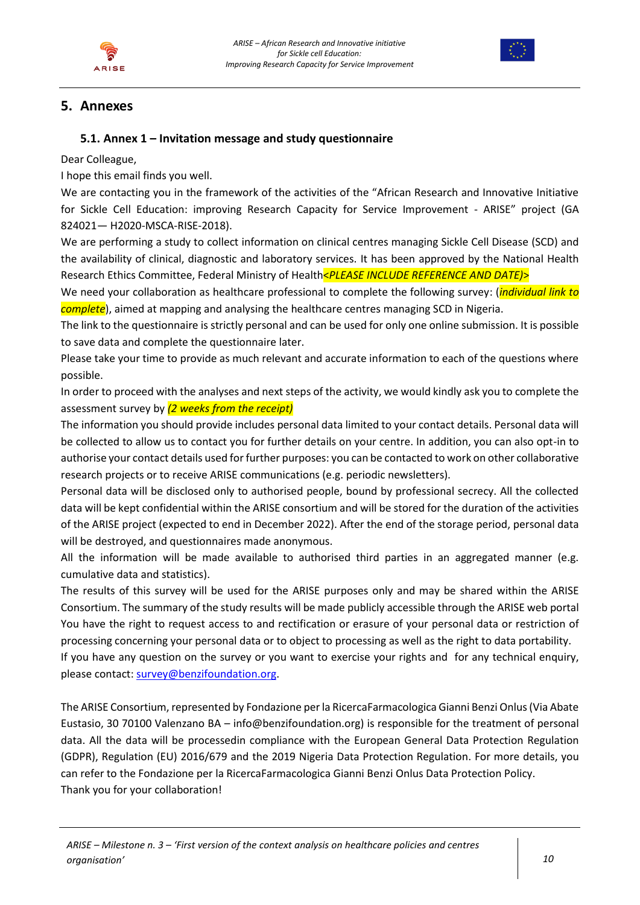## 5. Annexes

### 5.1. Annex 1 – Invitation message and study questionnaire

Dear Colleague,

I hope this email finds you well.

We are contacting you in the framework of the activities of the "African Research and Innovative Initiative for Sickle Cell Education: improving Research Capacity for Service Improvement - ARISE" project (GA 824021— H2020-MSCA-RISE-2018).

We are performing a study to collect information on clinical centres managing Sickle Cell Disease (SCD) and the availability of clinical, diagnostic and laboratory services. It has been approved by the National Health Research Ethics Committee, Federal Ministry of Health*<PLEASE INCLUDE REFERENCE AND DATE)>*

We need your collaboration as healthcare professional to complete the following survey: (*individual link to complete*), aimed at mapping and analysing the healthcare centres managing SCD in Nigeria.

The link to the questionnaire is strictly personal and can be used for only one online submission. It is possible to save data and complete the questionnaire later.

Please take your time to provide as much relevant and accurate information to each of the questions where possible.

In order to proceed with the analyses and next steps of the activity, we would kindly ask you to complete the assessment survey by *(2 weeks from the receipt)*

The information you should provide includes personal data limited to your contact details. Personal data will be collected to allow us to contact you for further details on your centre. In addition, you can also opt-in to authorise your contact details used for further purposes: you can be contacted to work on other collaborative research projects or to receive ARISE communications (e.g. periodic newsletters).

Personal data will be disclosed only to authorised people, bound by professional secrecy. All the collected data will be kept confidential within the ARISE consortium and will be stored for the duration of the activities of the ARISE project (expected to end in December 2022). After the end of the storage period, personal data will be destroyed, and questionnaires made anonymous.

All the information will be made available to authorised third parties in an aggregated manner (e.g. cumulative data and statistics).

The results of this survey will be used for the ARISE purposes only and may be shared within the ARISE Consortium. The summary of the study results will be made publicly accessible through the ARISE web portal

You have the right to request access to and rectification or erasure of your personal data or restriction of processing concerning your personal data or to object to processing as well as the right to data portability.

If you have any question on the survey or you want to exercise your rights and for any technical enquiry, please contact: survey@benzifoundation.org.

The ARISE Consortium, represented by Fondazione per la RicercaFarmacologica Gianni Benzi Onlus (Via Abate Eustasio, 30 70100 Valenzano BA – info@benzifoundation.org) is responsible for the treatment of personal data. All the data will be processedin compliance with the European General Data Protection Regulation (GDPR), Regulation (EU) 2016/679 and the 2019 Nigeria Data Protection Regulation. For more details, you can refer to the Fondazione per la RicercaFarmacologica Gianni Benzi Onlus Data Protection Policy.

Thank you for your collaboration!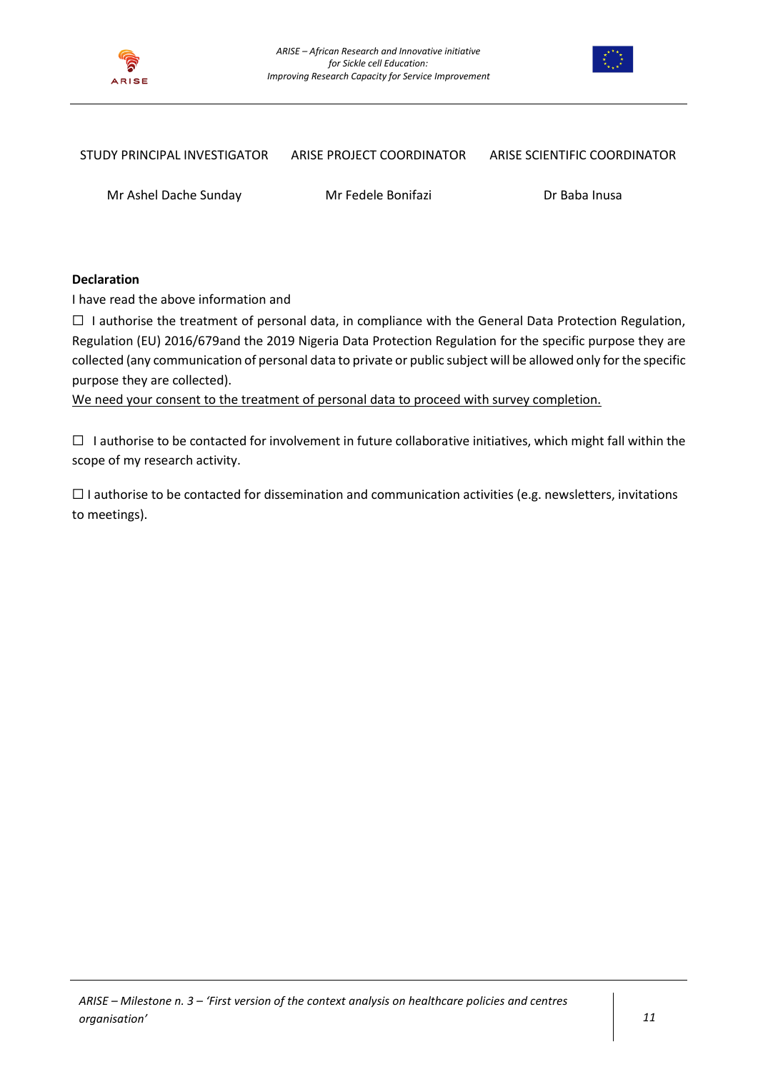| STUDY PRINCIPAL INVESTIGATOR | ARISE PROJECT COORDINATOR | ARISE SCIENTIFIC COORDINATOR |
| --- | --- | --- |
| Mr Ashel Dache Sunday | Mr Fedele Bonifazi | Dr Baba Inusa |

**Declaration**

I have read the above information and

☐ I authorise the treatment of personal data, in compliance with the General Data Protection Regulation, Regulation (EU) 2016/679and the 2019 Nigeria Data Protection Regulation for the specific purpose they are collected (any communication of personal data to private or public subject will be allowed only for the specific purpose they are collected).

<u>We need your consent to the treatment of personal data to proceed with survey completion.</u>

☐ I authorise to be contacted for involvement in future collaborative initiatives, which might fall within the scope of my research activity.

☐ I authorise to be contacted for dissemination and communication activities (e.g. newsletters, invitations to meetings).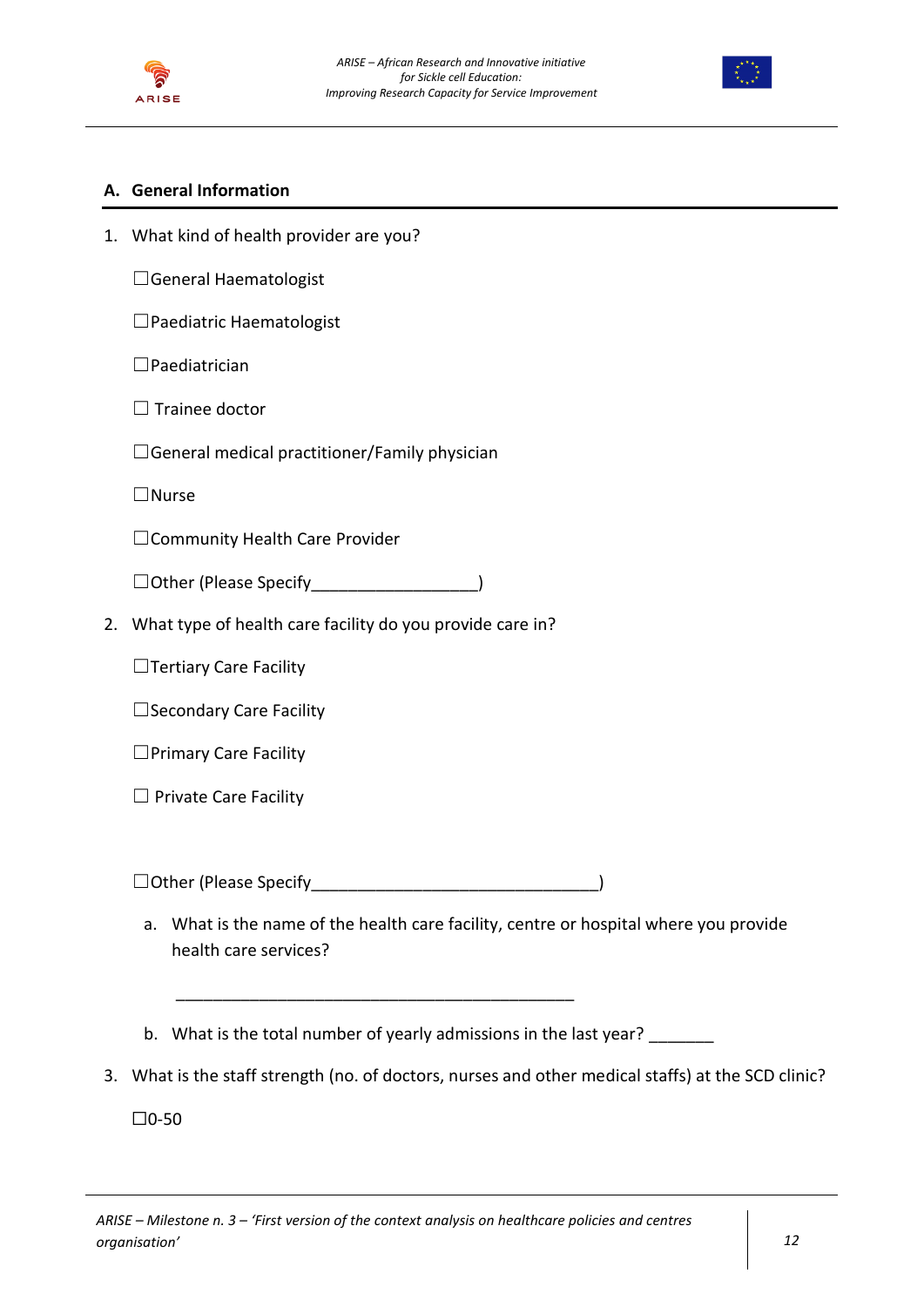## A. General Information

1. What kind of health provider are you?

   ☐General Haematologist

   ☐Paediatric Haematologist

   ☐Paediatrician

   ☐ Trainee doctor

   ☐General medical practitioner/Family physician

   ☐Nurse

   ☐Community Health Care Provider

   ☐Other (Please Specify__________________)

2. What type of health care facility do you provide care in?

   ☐Tertiary Care Facility

   ☐Secondary Care Facility

   ☐Primary Care Facility

   ☐ Private Care Facility

   ☐Other (Please Specify_______________________________)

   a. What is the name of the health care facility, centre or hospital where you provide health care services?

      _____________________________________________

   b. What is the total number of yearly admissions in the last year? _______

3. What is the staff strength (no. of doctors, nurses and other medical staffs) at the SCD clinic?

   ☐0-50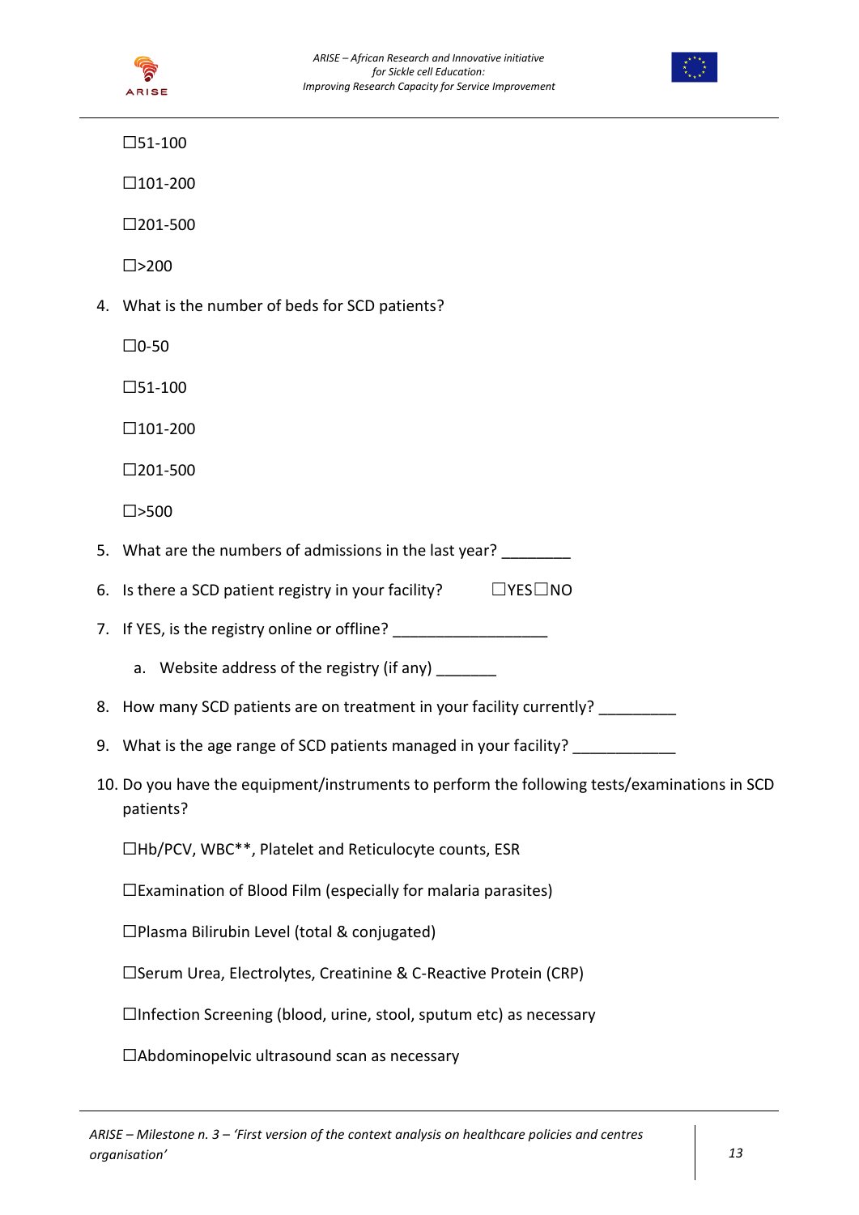☐51-100

☐101-200

☐201-500

☐>200

4. What is the number of beds for SCD patients?

   ☐0-50

   ☐51-100

   ☐101-200

   ☐201-500

   ☐>500

5. What are the numbers of admissions in the last year? ________

6. Is there a SCD patient registry in your facility? ☐YES☐NO

7. If YES, is the registry online or offline? __________________

   a. Website address of the registry (if any) _______

8. How many SCD patients are on treatment in your facility currently? _________

9. What is the age range of SCD patients managed in your facility? ____________

10. Do you have the equipment/instruments to perform the following tests/examinations in SCD patients?

    ☐Hb/PCV, WBC**, Platelet and Reticulocyte counts, ESR

    ☐Examination of Blood Film (especially for malaria parasites)

    ☐Plasma Bilirubin Level (total & conjugated)

    ☐Serum Urea, Electrolytes, Creatinine & C-Reactive Protein (CRP)

    ☐Infection Screening (blood, urine, stool, sputum etc) as necessary

    ☐Abdominopelvic ultrasound scan as necessary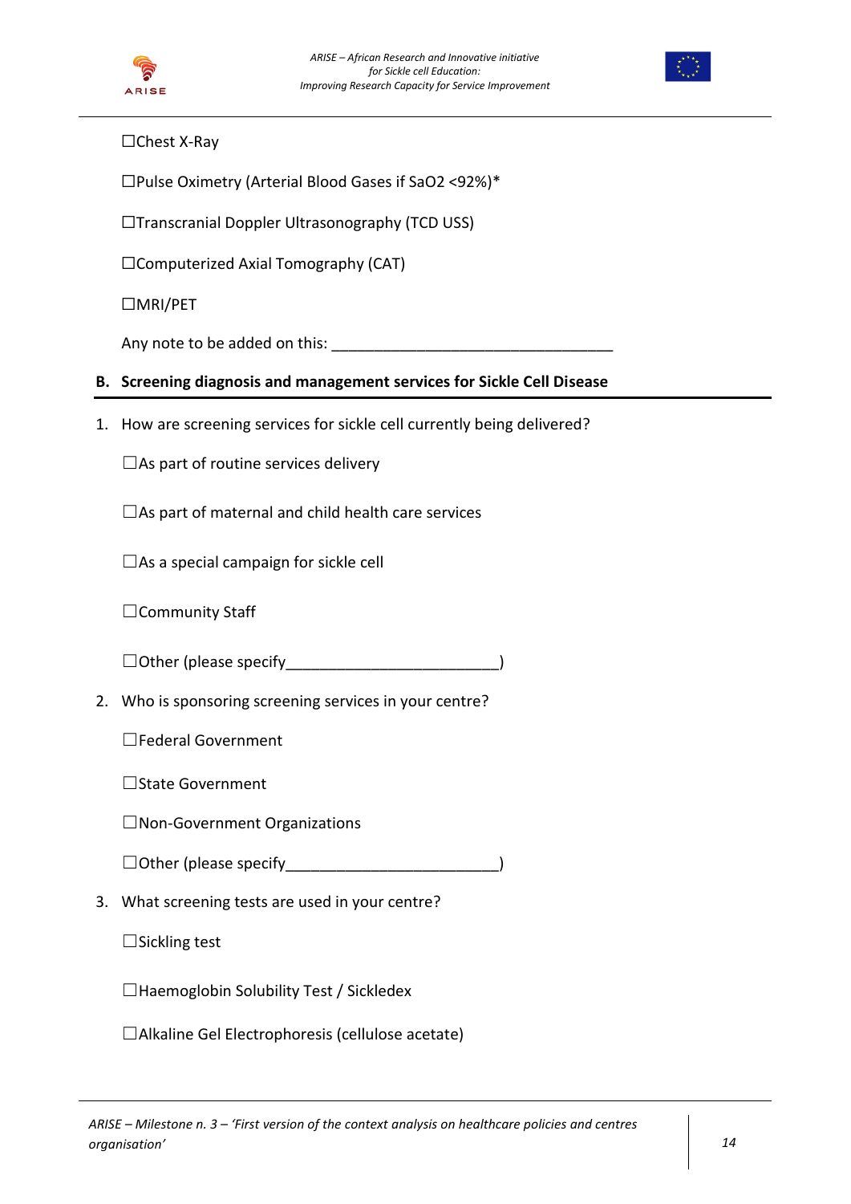☐Chest X-Ray

☐Pulse Oximetry (Arterial Blood Gases if SaO2 <92%)*

☐Transcranial Doppler Ultrasonography (TCD USS)

☐Computerized Axial Tomography (CAT)

☐MRI/PET

Any note to be added on this: ___________________________________

## B. Screening diagnosis and management services for Sickle Cell Disease

1. How are screening services for sickle cell currently being delivered?

   ☐As part of routine services delivery

   ☐As part of maternal and child health care services

   ☐As a special campaign for sickle cell

   ☐Community Staff

   ☐Other (please specify_________________________)

2. Who is sponsoring screening services in your centre?

   ☐Federal Government

   ☐State Government

   ☐Non-Government Organizations

   ☐Other (please specify_________________________)

3. What screening tests are used in your centre?

   ☐Sickling test

   ☐Haemoglobin Solubility Test / Sickledex

   ☐Alkaline Gel Electrophoresis (cellulose acetate)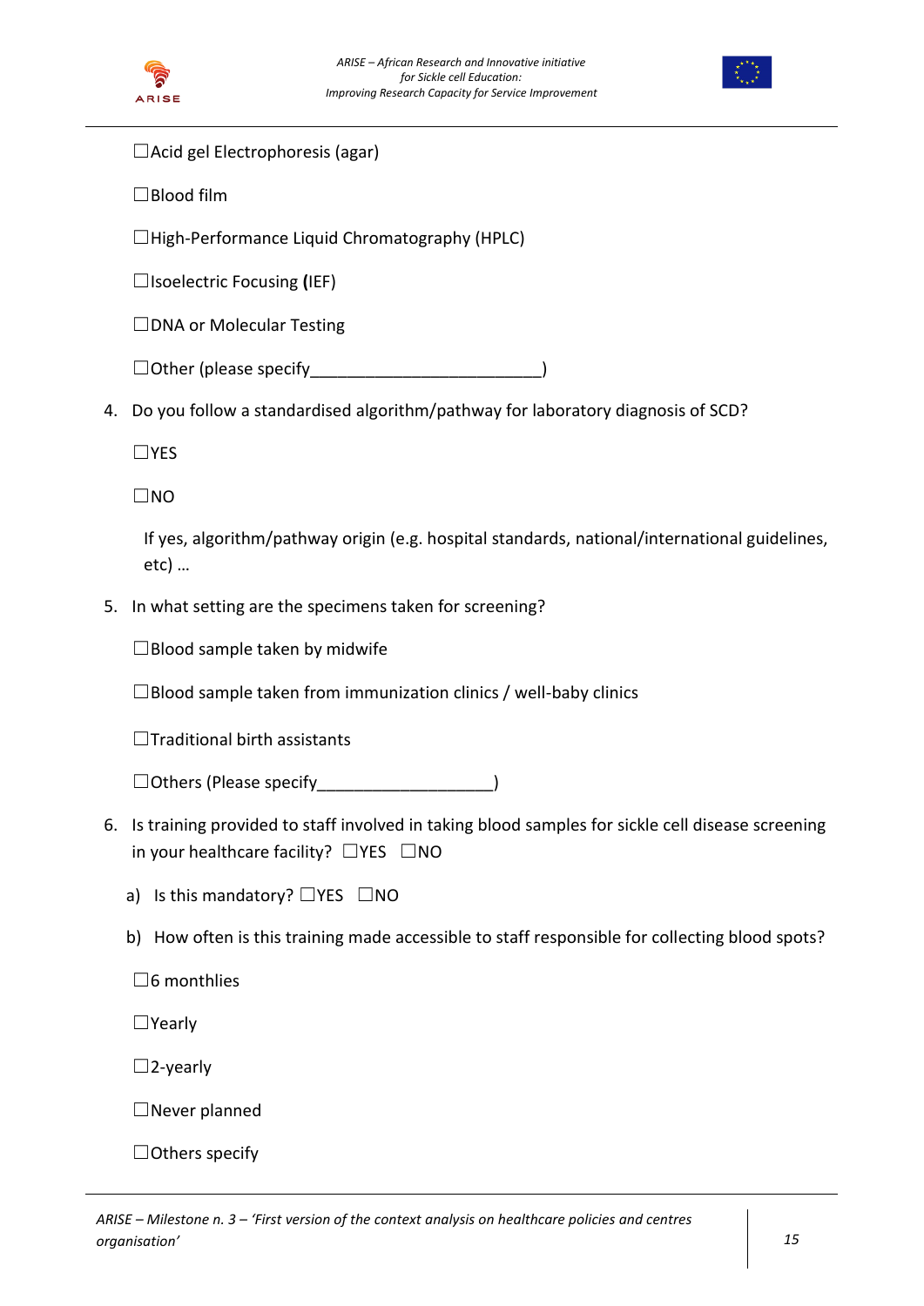☐Acid gel Electrophoresis (agar)

☐Blood film

☐High-Performance Liquid Chromatography (HPLC)

☐Isoelectric Focusing **(**IEF)

☐DNA or Molecular Testing

☐Other (please specify_________________________)

4. Do you follow a standardised algorithm/pathway for laboratory diagnosis of SCD?

   ☐YES

   ☐NO

   If yes, algorithm/pathway origin (e.g. hospital standards, national/international guidelines, etc) …

5. In what setting are the specimens taken for screening?

   ☐Blood sample taken by midwife

   ☐Blood sample taken from immunization clinics / well-baby clinics

   ☐Traditional birth assistants

   ☐Others (Please specify___________________)

6. Is training provided to staff involved in taking blood samples for sickle cell disease screening in your healthcare facility? ☐YES ☐NO

   a) Is this mandatory? ☐YES ☐NO

   b) How often is this training made accessible to staff responsible for collecting blood spots?

   ☐6 monthlies

   ☐Yearly

   ☐2-yearly

   ☐Never planned

   ☐Others specify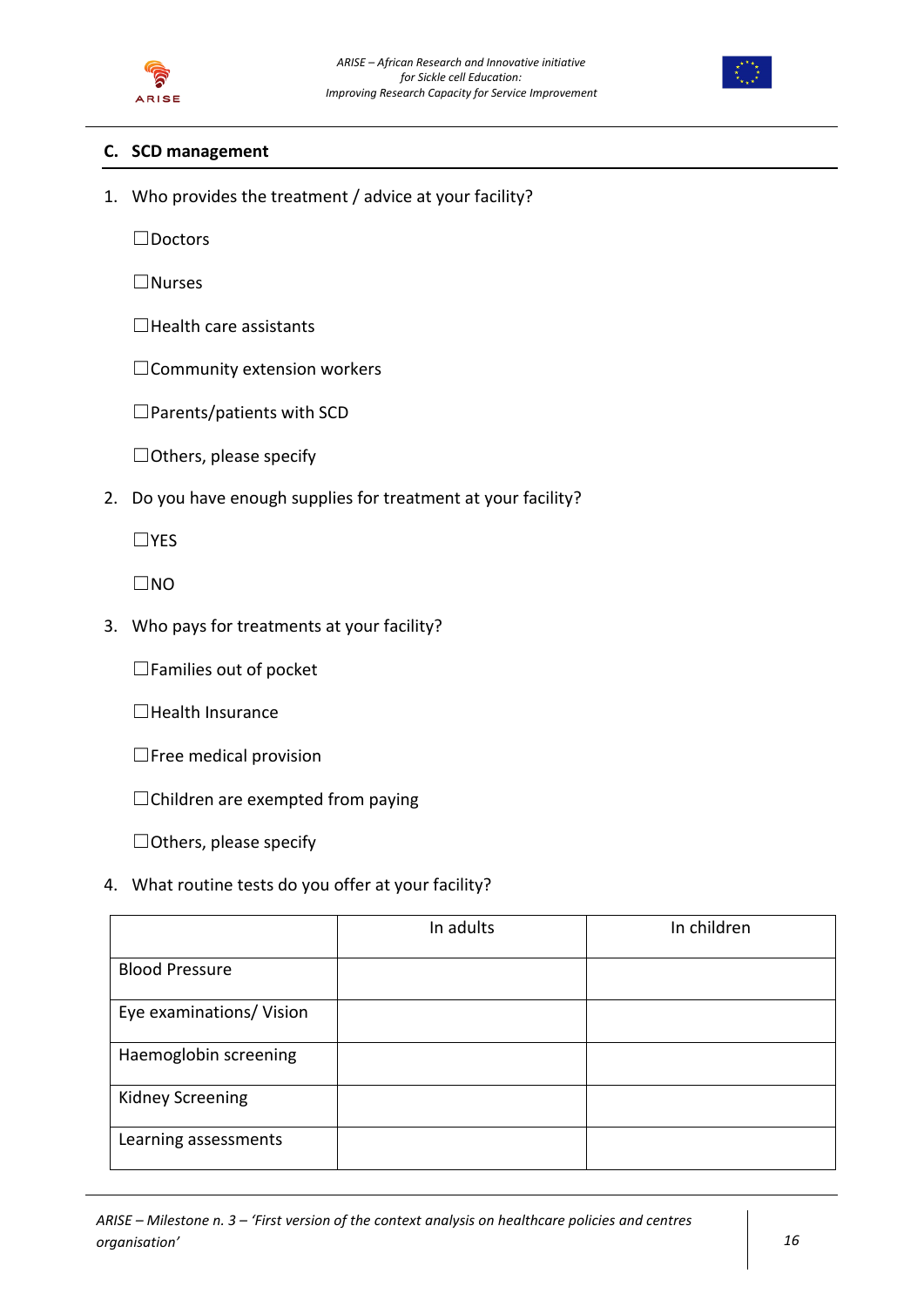## C. SCD management

1. Who provides the treatment / advice at your facility?

   ☐Doctors

   ☐Nurses

   ☐Health care assistants

   ☐Community extension workers

   ☐Parents/patients with SCD

   ☐Others, please specify

2. Do you have enough supplies for treatment at your facility?

   ☐YES

   ☐NO

3. Who pays for treatments at your facility?

   ☐Families out of pocket

   ☐Health Insurance

   ☐Free medical provision

   ☐Children are exempted from paying

   ☐Others, please specify

4. What routine tests do you offer at your facility?

| | In adults | In children |
|---|---|---|
| Blood Pressure | | |
| Eye examinations/ Vision | | |
| Haemoglobin screening | | |
| Kidney Screening | | |
| Learning assessments | | |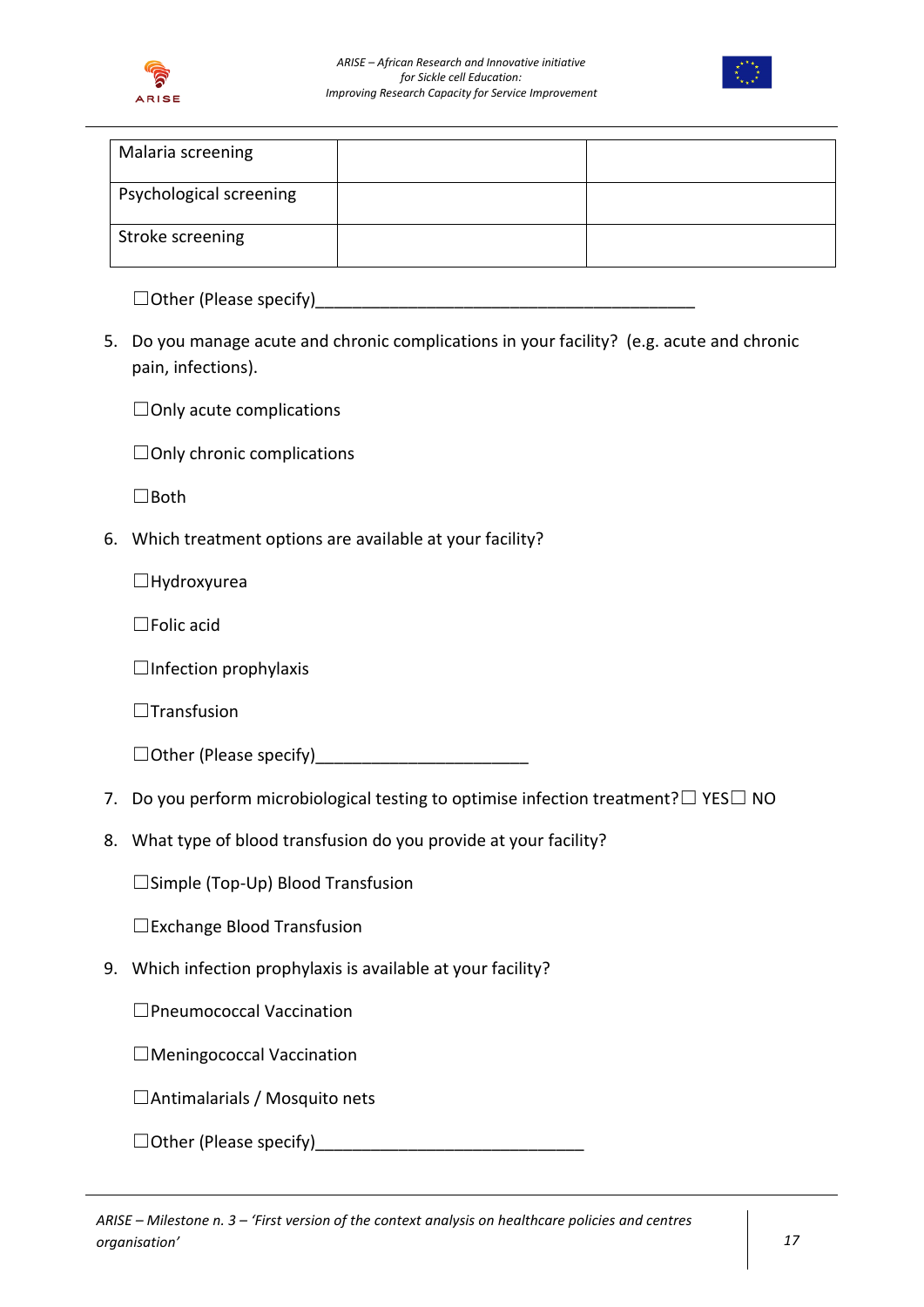| Malaria screening | | |
|---|---|---|
| Psychological screening | | |
| Stroke screening | | |

☐Other (Please specify)___________________________________________

5. Do you manage acute and chronic complications in your facility? (e.g. acute and chronic pain, infections).

   ☐Only acute complications

   ☐Only chronic complications

   ☐Both

6. Which treatment options are available at your facility?

   ☐Hydroxyurea

   ☐Folic acid

   ☐Infection prophylaxis

   ☐Transfusion

   ☐Other (Please specify)________________________

7. Do you perform microbiological testing to optimise infection treatment?☐ YES☐ NO

8. What type of blood transfusion do you provide at your facility?

   ☐Simple (Top-Up) Blood Transfusion

   ☐Exchange Blood Transfusion

9. Which infection prophylaxis is available at your facility?

   ☐Pneumococcal Vaccination

   ☐Meningococcal Vaccination

   ☐Antimalarials / Mosquito nets

   ☐Other (Please specify)______________________________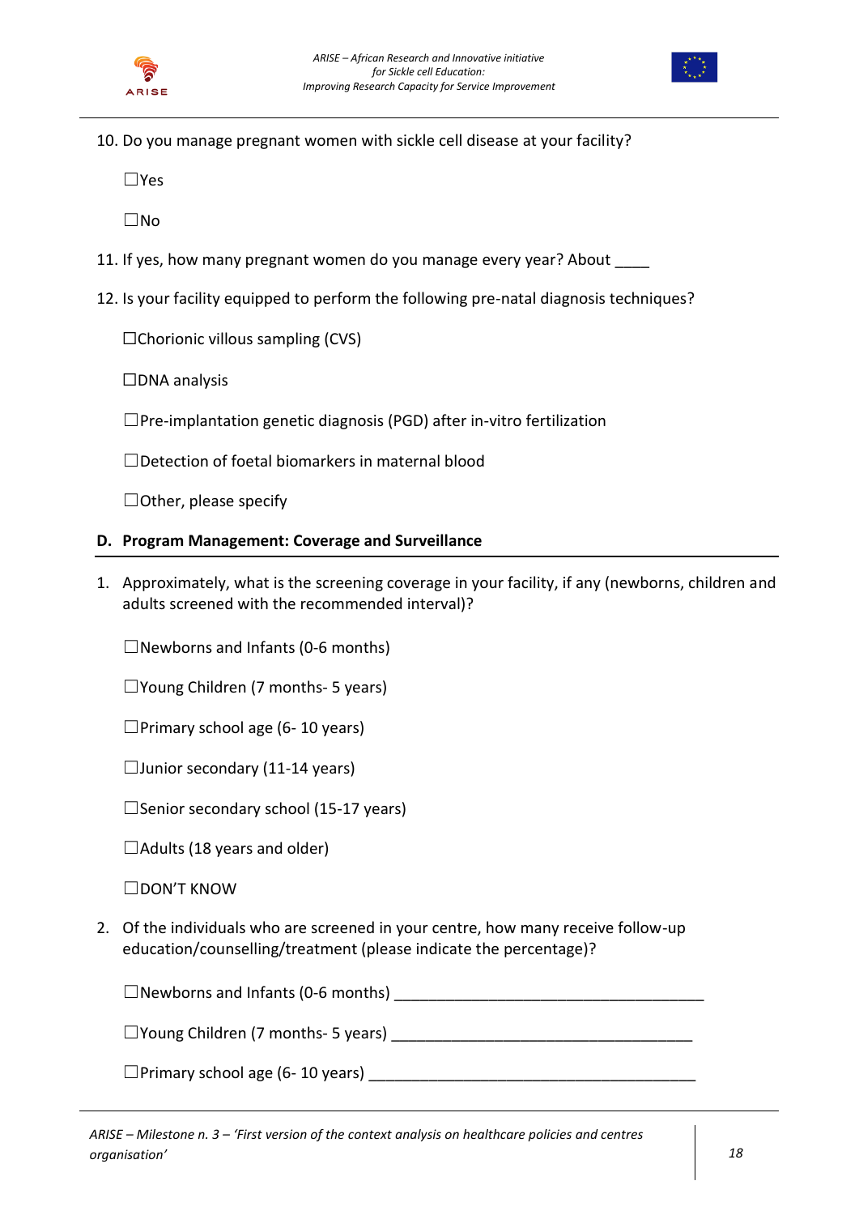10. Do you manage pregnant women with sickle cell disease at your facility?

☐Yes

☐No

11. If yes, how many pregnant women do you manage every year? About ____

12. Is your facility equipped to perform the following pre-natal diagnosis techniques?

☐Chorionic villous sampling (CVS)

☐DNA analysis

☐Pre-implantation genetic diagnosis (PGD) after in-vitro fertilization

☐Detection of foetal biomarkers in maternal blood

☐Other, please specify

### D. Program Management: Coverage and Surveillance

1. Approximately, what is the screening coverage in your facility, if any (newborns, children and adults screened with the recommended interval)?

   ☐Newborns and Infants (0-6 months)

   ☐Young Children (7 months- 5 years)

   ☐Primary school age (6- 10 years)

   ☐Junior secondary (11-14 years)

   ☐Senior secondary school (15-17 years)

   ☐Adults (18 years and older)

   ☐DON'T KNOW

2. Of the individuals who are screened in your centre, how many receive follow-up education/counselling/treatment (please indicate the percentage)?

   ☐Newborns and Infants (0-6 months) ____________________________________

   ☐Young Children (7 months- 5 years) ____________________________________

   ☐Primary school age (6- 10 years) ____________________________________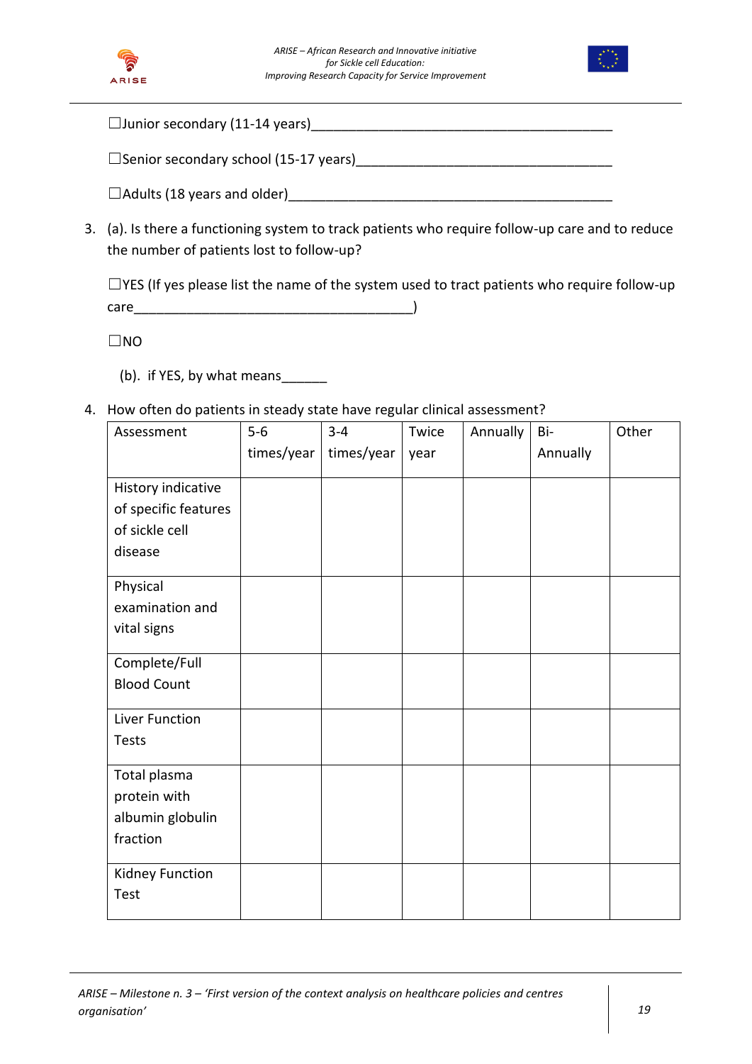☐Junior secondary (11-14 years)__________________________________________

☐Senior secondary school (15-17 years)___________________________________

☐Adults (18 years and older)______________________________________________

3. (a). Is there a functioning system to track patients who require follow-up care and to reduce the number of patients lost to follow-up?

   ☐YES (If yes please list the name of the system used to tract patients who require follow-up care______________________________________)

   ☐NO

   (b). if YES, by what means______

4. How often do patients in steady state have regular clinical assessment?

| Assessment | 5-6 times/year | 3-4 times/year | Twice year | Annually | Bi-Annually | Other |
|---|---|---|---|---|---|---|
| History indicative of specific features of sickle cell disease | | | | | | |
| Physical examination and vital signs | | | | | | |
| Complete/Full Blood Count | | | | | | |
| Liver Function Tests | | | | | | |
| Total plasma protein with albumin globulin fraction | | | | | | |
| Kidney Function Test | | | | | | |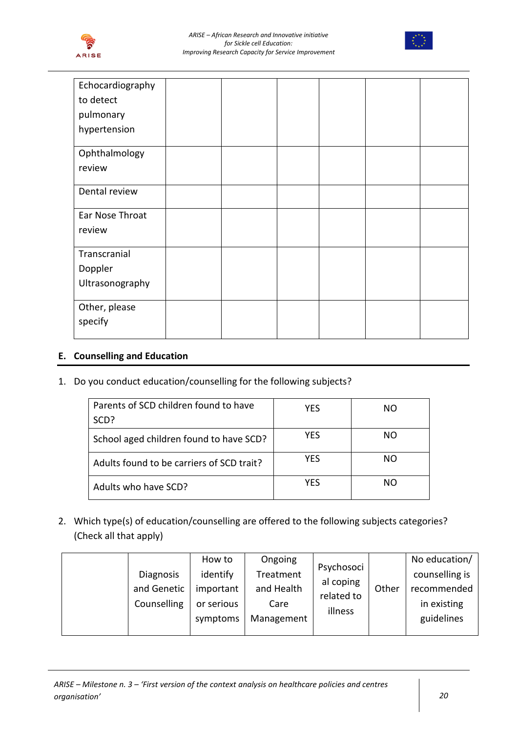| | | | | | | |
|---|---|---|---|---|---|---|
| Echocardiography to detect pulmonary hypertension | | | | | | |
| Ophthalmology review | | | | | | |
| Dental review | | | | | | |
| Ear Nose Throat review | | | | | | |
| Transcranial Doppler Ultrasonography | | | | | | |
| Other, please specify | | | | | | |

## E. Counselling and Education

1. Do you conduct education/counselling for the following subjects?

| | | |
|---|---|---|
| Parents of SCD children found to have SCD? | YES | NO |
| School aged children found to have SCD? | YES | NO |
| Adults found to be carriers of SCD trait? | YES | NO |
| Adults who have SCD? | YES | NO |

2. Which type(s) of education/counselling are offered to the following subjects categories? (Check all that apply)

| | Diagnosis and Genetic Counselling | How to identify important or serious symptoms | Ongoing Treatment and Health Care Management | Psychosocial coping related to illness | Other | No education/ counselling is recommended in existing guidelines |
|---|---|---|---|---|---|---|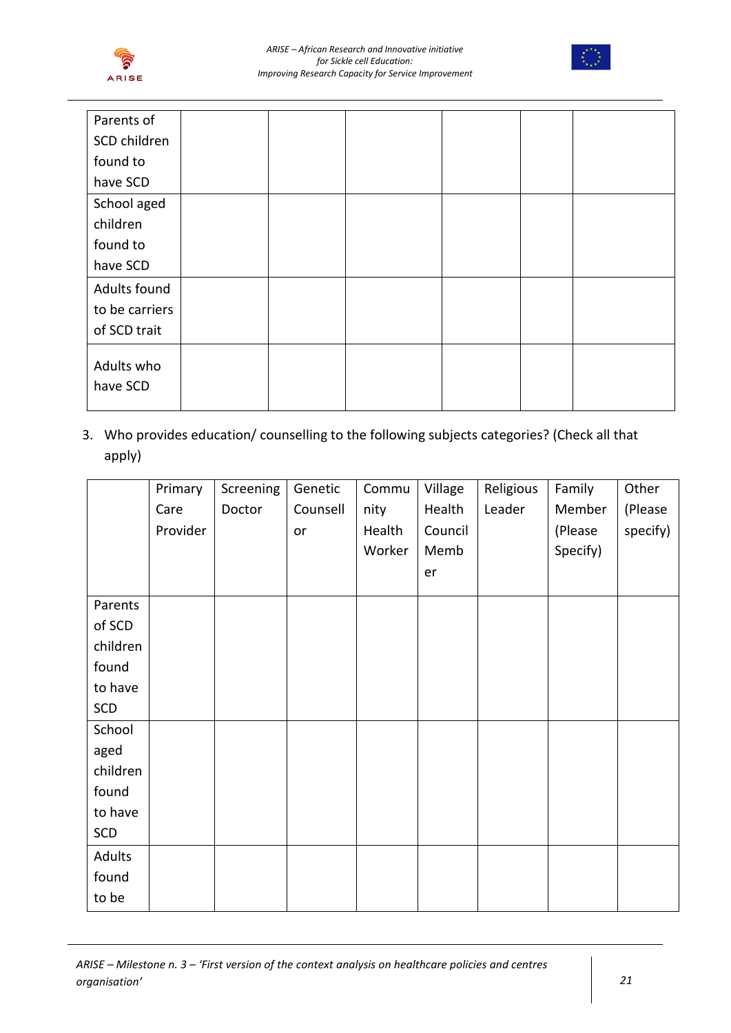| | | | | | | |
|---|---|---|---|---|---|---|
| Parents of SCD children found to have SCD | | | | | | |
| School aged children found to have SCD | | | | | | |
| Adults found to be carriers of SCD trait | | | | | | |
| Adults who have SCD | | | | | | |

3. Who provides education/ counselling to the following subjects categories? (Check all that apply)

| | Primary Care Provider | Screening Doctor | Genetic Counsellor | Community Health Worker | Village Health Council Member | Religious Leader | Family Member (Please Specify) | Other (Please specify) |
|---|---|---|---|---|---|---|---|---|
| Parents of SCD children found to have SCD | | | | | | | | |
| School aged children found to have SCD | | | | | | | | |
| Adults found to be | | | | | | | | |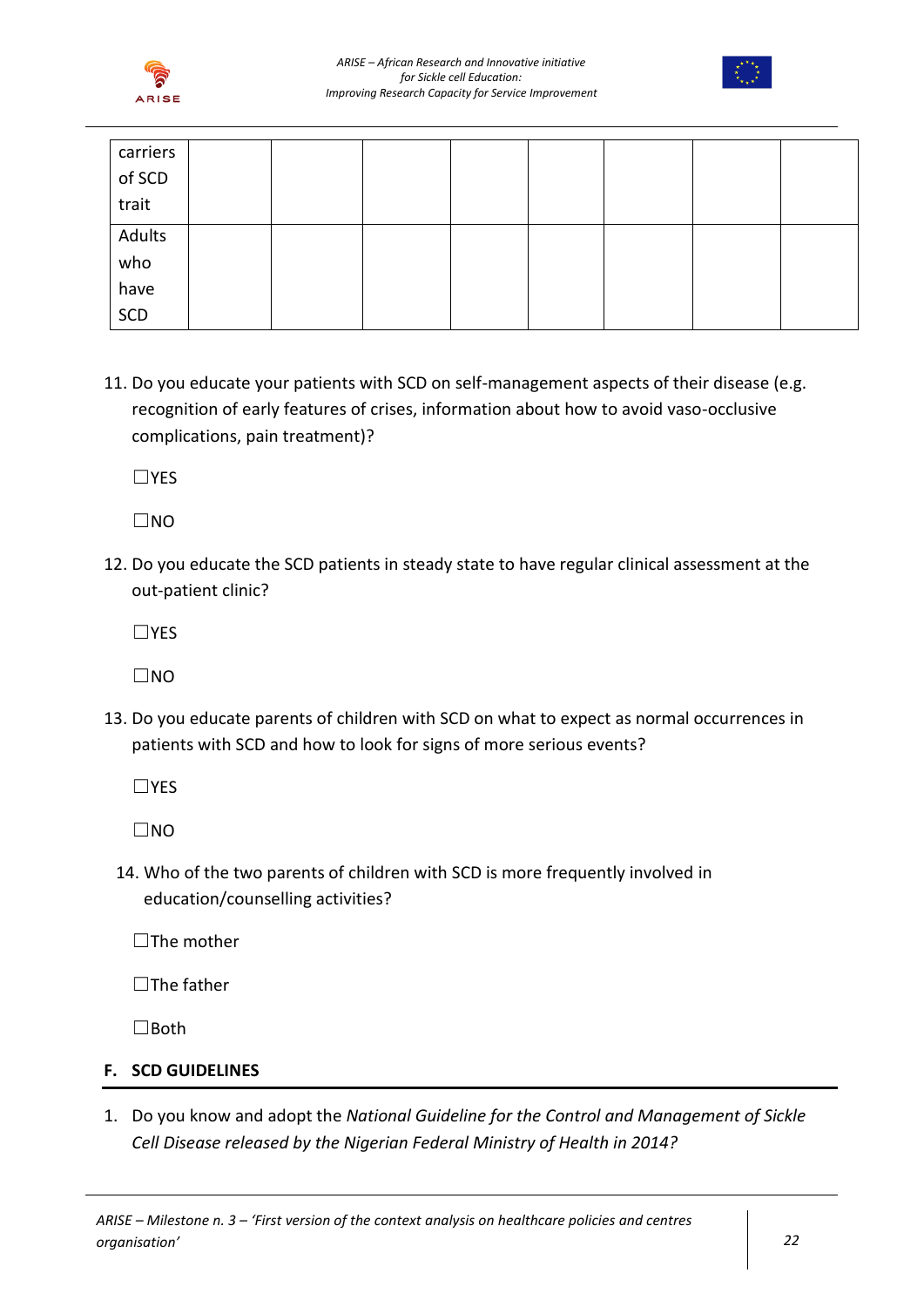| carriers of SCD trait | | | | | | | | |
|---|---|---|---|---|---|---|---|---|
| Adults who have SCD | | | | | | | | |

11. Do you educate your patients with SCD on self-management aspects of their disease (e.g. recognition of early features of crises, information about how to avoid vaso-occlusive complications, pain treatment)?

☐YES

☐NO

12. Do you educate the SCD patients in steady state to have regular clinical assessment at the out-patient clinic?

☐YES

☐NO

13. Do you educate parents of children with SCD on what to expect as normal occurrences in patients with SCD and how to look for signs of more serious events?

☐YES

☐NO

14. Who of the two parents of children with SCD is more frequently involved in education/counselling activities?

☐The mother

☐The father

☐Both

## F. SCD GUIDELINES

1. Do you know and adopt the *National Guideline for the Control and Management of Sickle Cell Disease released by the Nigerian Federal Ministry of Health in 2014?*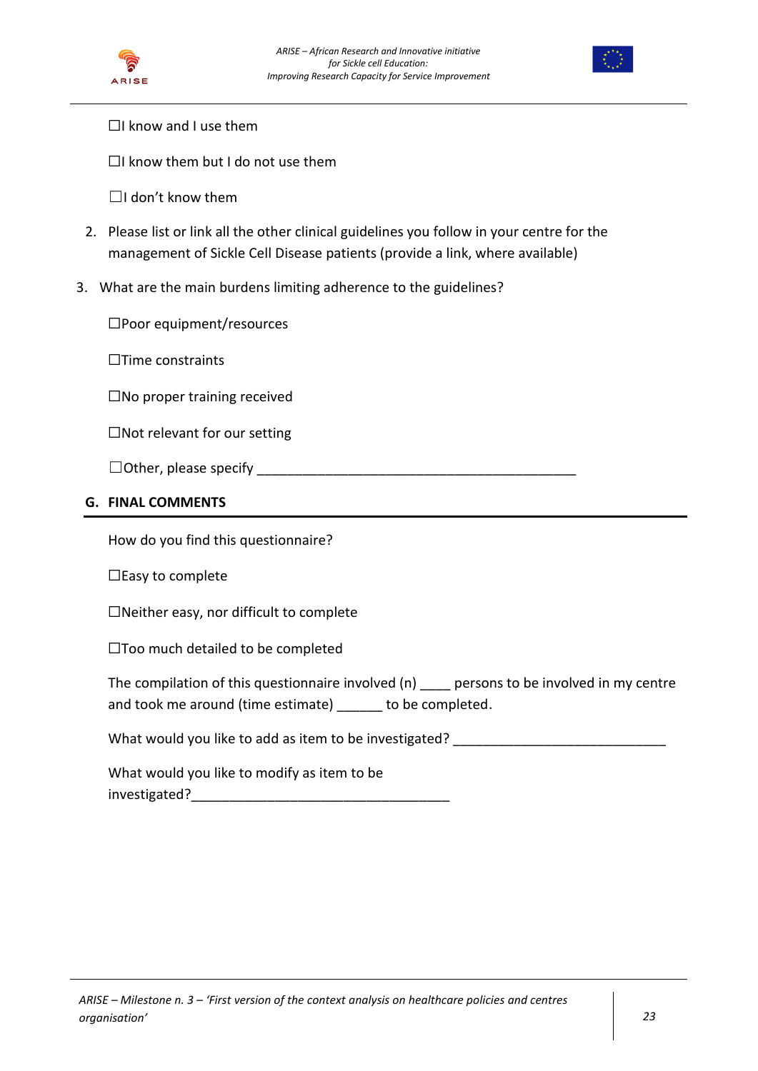☐I know and I use them

☐I know them but I do not use them

☐I don't know them

2. Please list or link all the other clinical guidelines you follow in your centre for the management of Sickle Cell Disease patients (provide a link, where available)

3. What are the main burdens limiting adherence to the guidelines?

☐Poor equipment/resources

☐Time constraints

☐No proper training received

☐Not relevant for our setting

☐Other, please specify ___________________________________________

## G. FINAL COMMENTS

How do you find this questionnaire?

☐Easy to complete

☐Neither easy, nor difficult to complete

☐Too much detailed to be completed

The compilation of this questionnaire involved (n) ____ persons to be involved in my centre and took me around (time estimate) ______ to be completed.

What would you like to add as item to be investigated? ___________________________

What would you like to modify as item to be investigated?_________________________________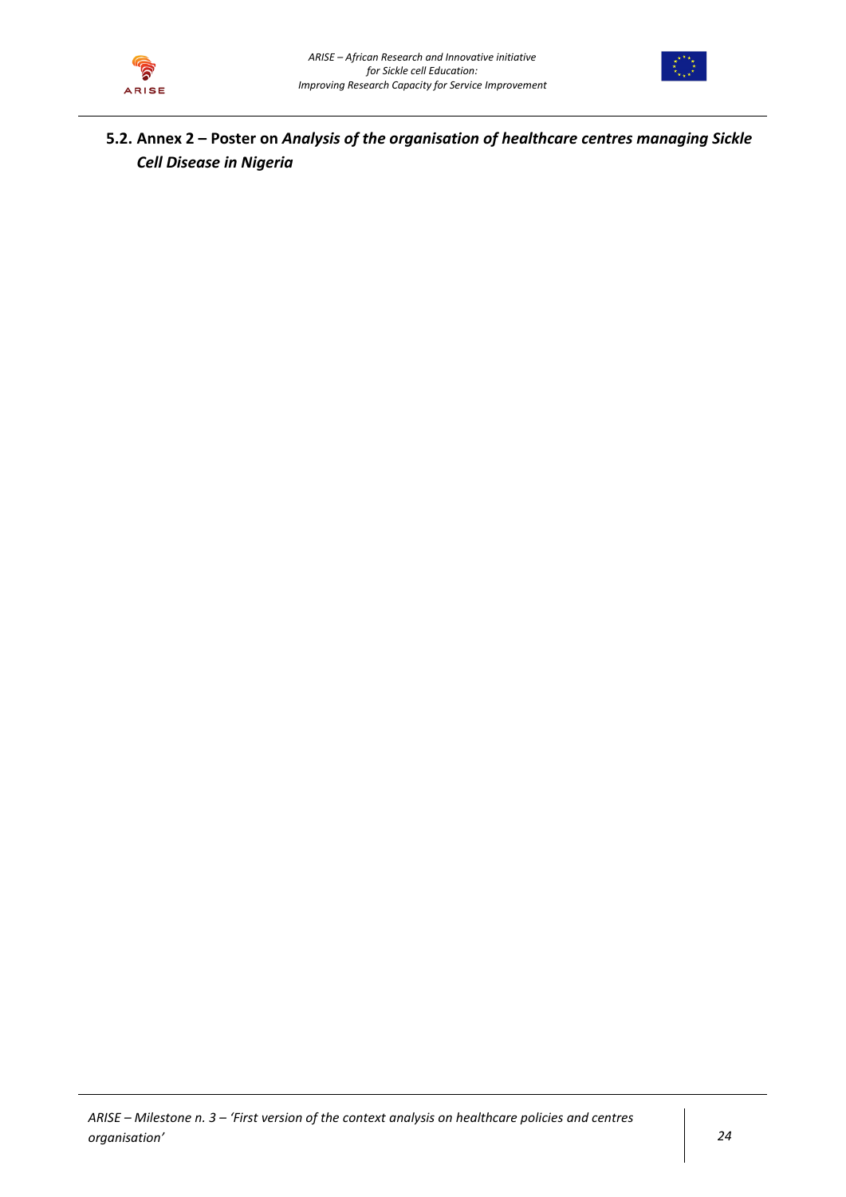## 5.2. Annex 2 – Poster on *Analysis of the organisation of healthcare centres managing Sickle Cell Disease in Nigeria*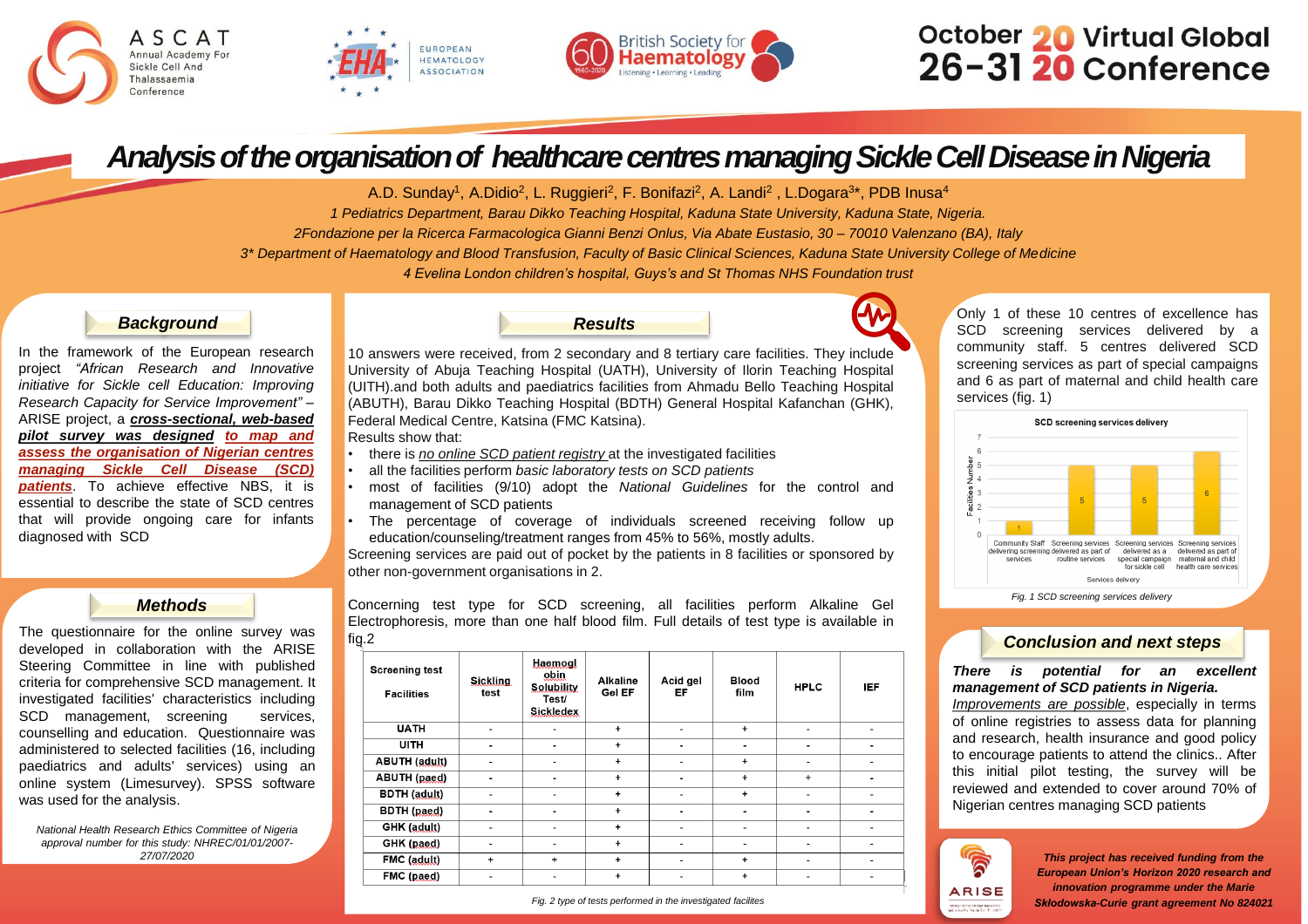ASCAT Annual Academy For Sickle Cell And Thalassaemia Conference

EUROPEAN HEMATOLOGY ASSOCIATION

British Society for Haematology

October 20 Virtual Global 26-31 20 Conference

# Analysis of the organisation of healthcare centres managing Sickle Cell Disease in Nigeria

A.D. Sunday[1], A.Didio[2], L. Ruggieri[2], F. Bonifazi[2], A. Landi[2] , L.Dogara[3]*, PDB Inusa[4]

*1 Pediatrics Department, Barau Dikko Teaching Hospital, Kaduna State University, Kaduna State, Nigeria.*

*2Fondazione per la Ricerca Farmacologica Gianni Benzi Onlus, Via Abate Eustasio, 30 – 70010 Valenzano (BA), Italy*

*3* Department of Haematology and Blood Transfusion, Faculty of Basic Clinical Sciences, Kaduna State University College of Medicine*

*4 Evelina London children's hospital, Guys's and St Thomas NHS Foundation trust*

## Background

In the framework of the European research project *"African Research and Innovative initiative for Sickle cell Education: Improving Research Capacity for Service Improvement"* – ARISE project, a ***cross-sectional, web-based pilot survey was designed*** ***to map and assess the organisation of Nigerian centres managing Sickle Cell Disease (SCD) patients***. To achieve effective NBS, it is essential to describe the state of SCD centres that will provide ongoing care for infants diagnosed with SCD

## Methods

The questionnaire for the online survey was developed in collaboration with the ARISE Steering Committee in line with published criteria for comprehensive SCD management. It investigated facilities' characteristics including SCD management, screening services, counselling and education. Questionnaire was administered to selected facilities (16, including paediatrics and adults' services) using an online system (Limesurvey). SPSS software was used for the analysis.

*National Health Research Ethics Committee of Nigeria approval number for this study: NHREC/01/01/2007-27/07/2020*

## Results

10 answers were received, from 2 secondary and 8 tertiary care facilities. They include University of Abuja Teaching Hospital (UATH), University of Ilorin Teaching Hospital (UITH).and both adults and paediatrics facilities from Ahmadu Bello Teaching Hospital (ABUTH), Barau Dikko Teaching Hospital (BDTH) General Hospital Kafanchan (GHK), Federal Medical Centre, Katsina (FMC Katsina).

Results show that:

- there is *no online SCD patient registry* at the investigated facilities
- all the facilities perform *basic laboratory tests on SCD patients*
- most of facilities (9/10) adopt the *National Guidelines* for the control and management of SCD patients
- The percentage of coverage of individuals screened receiving follow up education/counseling/treatment ranges from 45% to 56%, mostly adults.

Screening services are paid out of pocket by the patients in 8 facilities or sponsored by other non-government organisations in 2.

Concerning test type for SCD screening, all facilities perform Alkaline Gel Electrophoresis, more than one half blood film. Full details of test type is available in fig.2

| Screening test / Facilities | Sickling test | Haemoglobin Solubility Test/ Sickledex | Alkaline Gel EF | Acid gel EF | Blood film | HPLC | IEF |
|---|---|---|---|---|---|---|---|
| UATH | - | - | + | - | + | - | - |
| UITH | - | - | + | - | - | - | - |
| ABUTH (adult) | - | - | + | - | + | - | - |
| ABUTH (paed) | - | - | + | - | + | + | - |
| BDTH (adult) | - | - | + | - | + | - | - |
| BDTH (paed) | - | - | + | - | - | - | - |
| GHK (adult) | - | - | + | - | - | - | - |
| GHK (paed) | - | - | + | - | - | - | - |
| FMC (adult) | + | + | + | - | + | - | - |
| FMC (paed) | - | - | + | - | + | - | - |

*Fig. 2 type of tests performed in the investigated facilites*

Only 1 of these 10 centres of excellence has SCD screening services delivered by a community staff. 5 centres delivered SCD screening services as part of special campaigns and 6 as part of maternal and child health care services (fig. 1)

SCD screening services delivery

Facilities Number

0 1 2 3 4 5 6 7

1 5 5 6

Community Staff delivering screening services

Screening services delivered as part of routine services

Screening services delivered as a special campaign for sickle cell

Screening services delivered as part of maternal and child health care services

Services delivery

*Fig. 1 SCD screening services delivery*

## Conclusion and next steps

***There is potential for an excellent management of SCD patients in Nigeria.***

Improvements are possible, especially in terms of online registries to assess data for planning and research, health insurance and good policy to encourage patients to attend the clinics.. After this initial pilot testing, the survey will be reviewed and extended to cover around 70% of Nigerian centres managing SCD patients

ARISE

***This project has received funding from the European Union's Horizon 2020 research and innovation programme under the Marie Skłodowska-Curie grant agreement No 824021***